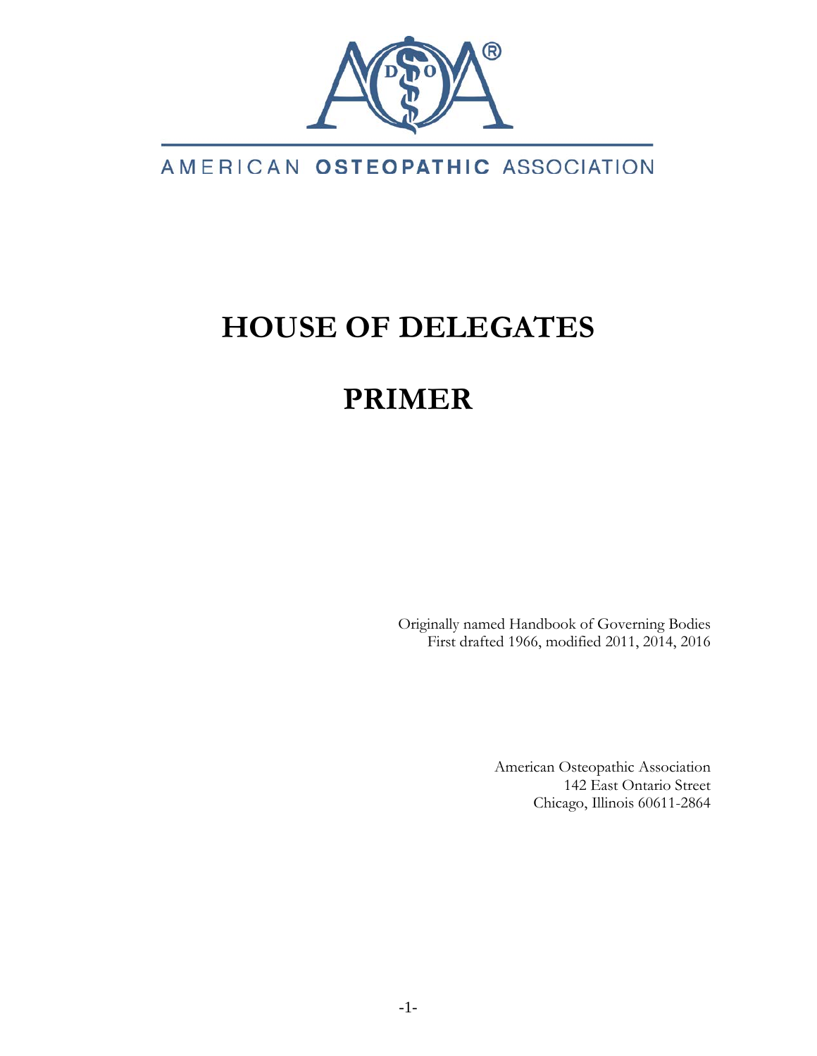AMERICAN **OSTEOPATHIC** ASSOCIATION

# HOUSE OF DELEGATES

# PRIMER

Originally named Handbook of Governing Bodies
First drafted 1966, modified 2011, 2014, 2016

American Osteopathic Association
142 East Ontario Street
Chicago, Illinois 60611-2864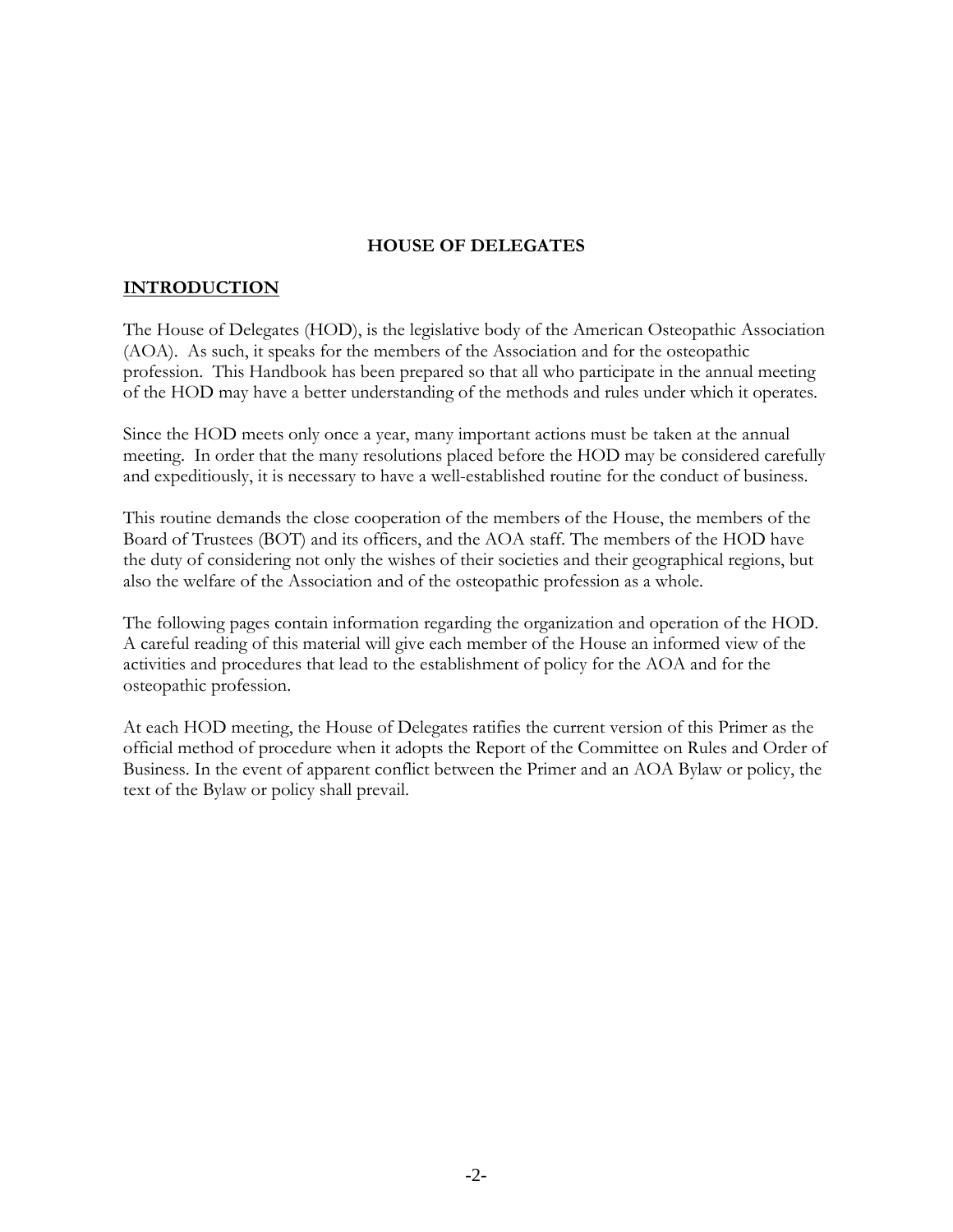# HOUSE OF DELEGATES

## INTRODUCTION

The House of Delegates (HOD), is the legislative body of the American Osteopathic Association (AOA). As such, it speaks for the members of the Association and for the osteopathic profession. This Handbook has been prepared so that all who participate in the annual meeting of the HOD may have a better understanding of the methods and rules under which it operates.

Since the HOD meets only once a year, many important actions must be taken at the annual meeting. In order that the many resolutions placed before the HOD may be considered carefully and expeditiously, it is necessary to have a well-established routine for the conduct of business.

This routine demands the close cooperation of the members of the House, the members of the Board of Trustees (BOT) and its officers, and the AOA staff. The members of the HOD have the duty of considering not only the wishes of their societies and their geographical regions, but also the welfare of the Association and of the osteopathic profession as a whole.

The following pages contain information regarding the organization and operation of the HOD. A careful reading of this material will give each member of the House an informed view of the activities and procedures that lead to the establishment of policy for the AOA and for the osteopathic profession.

At each HOD meeting, the House of Delegates ratifies the current version of this Primer as the official method of procedure when it adopts the Report of the Committee on Rules and Order of Business. In the event of apparent conflict between the Primer and an AOA Bylaw or policy, the text of the Bylaw or policy shall prevail.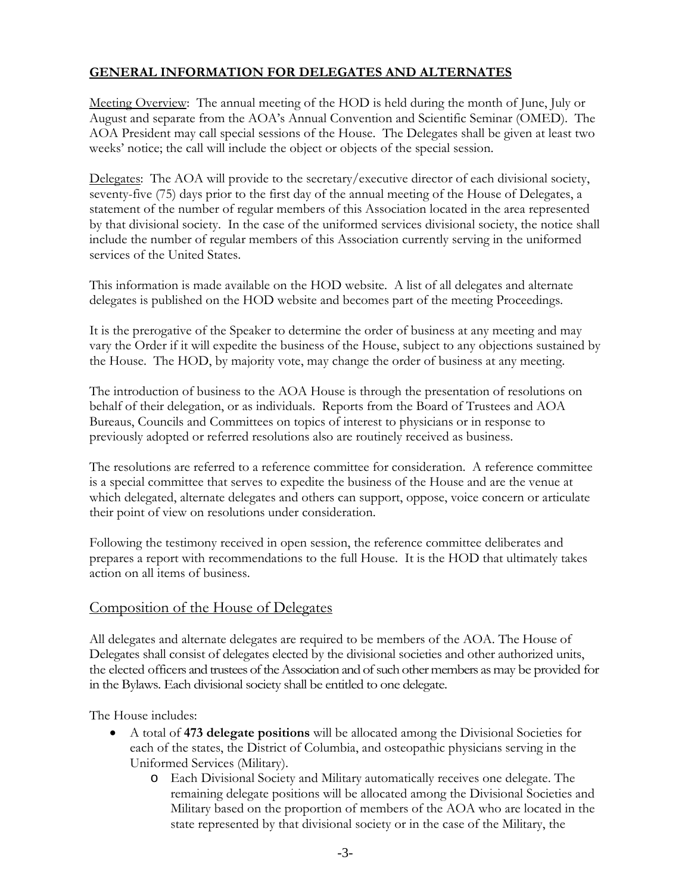## GENERAL INFORMATION FOR DELEGATES AND ALTERNATES

Meeting Overview: The annual meeting of the HOD is held during the month of June, July or August and separate from the AOA's Annual Convention and Scientific Seminar (OMED). The AOA President may call special sessions of the House. The Delegates shall be given at least two weeks' notice; the call will include the object or objects of the special session.

Delegates: The AOA will provide to the secretary/executive director of each divisional society, seventy-five (75) days prior to the first day of the annual meeting of the House of Delegates, a statement of the number of regular members of this Association located in the area represented by that divisional society. In the case of the uniformed services divisional society, the notice shall include the number of regular members of this Association currently serving in the uniformed services of the United States.

This information is made available on the HOD website. A list of all delegates and alternate delegates is published on the HOD website and becomes part of the meeting Proceedings.

It is the prerogative of the Speaker to determine the order of business at any meeting and may vary the Order if it will expedite the business of the House, subject to any objections sustained by the House. The HOD, by majority vote, may change the order of business at any meeting.

The introduction of business to the AOA House is through the presentation of resolutions on behalf of their delegation, or as individuals. Reports from the Board of Trustees and AOA Bureaus, Councils and Committees on topics of interest to physicians or in response to previously adopted or referred resolutions also are routinely received as business.

The resolutions are referred to a reference committee for consideration. A reference committee is a special committee that serves to expedite the business of the House and are the venue at which delegated, alternate delegates and others can support, oppose, voice concern or articulate their point of view on resolutions under consideration.

Following the testimony received in open session, the reference committee deliberates and prepares a report with recommendations to the full House. It is the HOD that ultimately takes action on all items of business.

## Composition of the House of Delegates

All delegates and alternate delegates are required to be members of the AOA. The House of Delegates shall consist of delegates elected by the divisional societies and other authorized units, the elected officers and trustees of the Association and of such other members as may be provided for in the Bylaws. Each divisional society shall be entitled to one delegate.

The House includes:

- A total of **473 delegate positions** will be allocated among the Divisional Societies for each of the states, the District of Columbia, and osteopathic physicians serving in the Uniformed Services (Military).
  - Each Divisional Society and Military automatically receives one delegate. The remaining delegate positions will be allocated among the Divisional Societies and Military based on the proportion of members of the AOA who are located in the state represented by that divisional society or in the case of the Military, the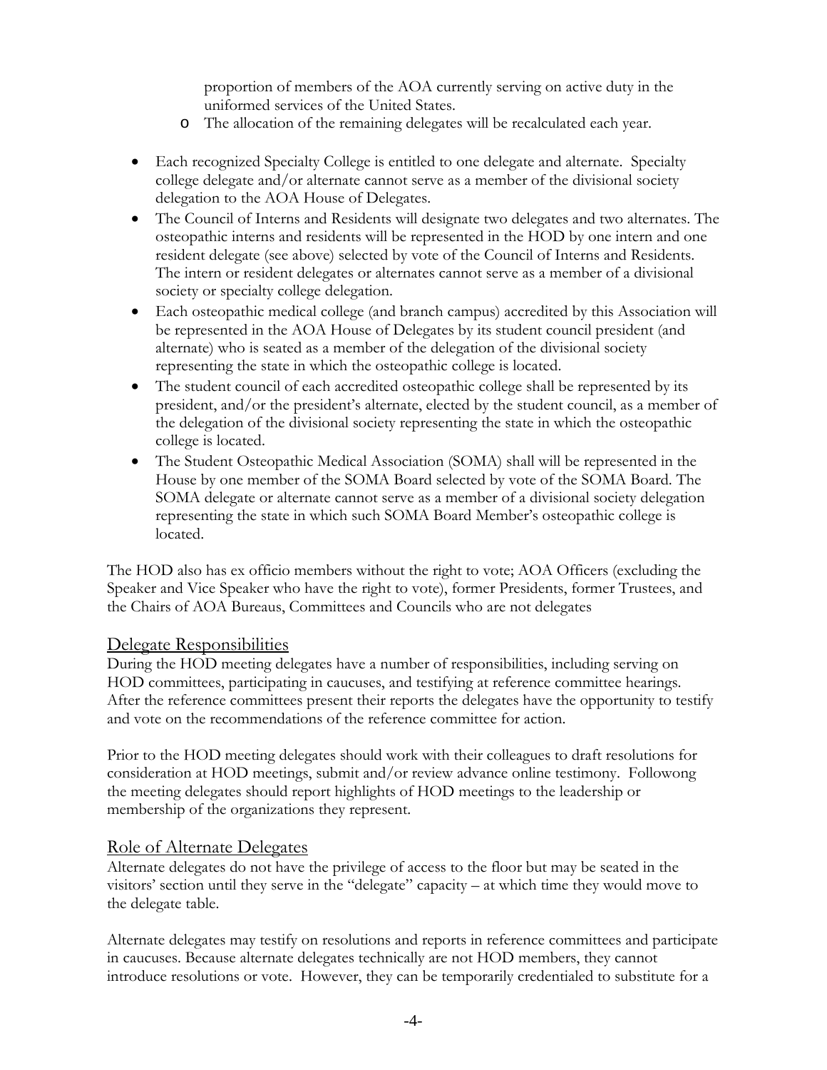proportion of members of the AOA currently serving on active duty in the uniformed services of the United States.

  - The allocation of the remaining delegates will be recalculated each year.

- Each recognized Specialty College is entitled to one delegate and alternate. Specialty college delegate and/or alternate cannot serve as a member of the divisional society delegation to the AOA House of Delegates.
- The Council of Interns and Residents will designate two delegates and two alternates. The osteopathic interns and residents will be represented in the HOD by one intern and one resident delegate (see above) selected by vote of the Council of Interns and Residents. The intern or resident delegates or alternates cannot serve as a member of a divisional society or specialty college delegation.
- Each osteopathic medical college (and branch campus) accredited by this Association will be represented in the AOA House of Delegates by its student council president (and alternate) who is seated as a member of the delegation of the divisional society representing the state in which the osteopathic college is located.
- The student council of each accredited osteopathic college shall be represented by its president, and/or the president's alternate, elected by the student council, as a member of the delegation of the divisional society representing the state in which the osteopathic college is located.
- The Student Osteopathic Medical Association (SOMA) shall will be represented in the House by one member of the SOMA Board selected by vote of the SOMA Board. The SOMA delegate or alternate cannot serve as a member of a divisional society delegation representing the state in which such SOMA Board Member's osteopathic college is located.

The HOD also has ex officio members without the right to vote; AOA Officers (excluding the Speaker and Vice Speaker who have the right to vote), former Presidents, former Trustees, and the Chairs of AOA Bureaus, Committees and Councils who are not delegates

## Delegate Responsibilities

During the HOD meeting delegates have a number of responsibilities, including serving on HOD committees, participating in caucuses, and testifying at reference committee hearings. After the reference committees present their reports the delegates have the opportunity to testify and vote on the recommendations of the reference committee for action.

Prior to the HOD meeting delegates should work with their colleagues to draft resolutions for consideration at HOD meetings, submit and/or review advance online testimony. Followong the meeting delegates should report highlights of HOD meetings to the leadership or membership of the organizations they represent.

## Role of Alternate Delegates

Alternate delegates do not have the privilege of access to the floor but may be seated in the visitors' section until they serve in the "delegate" capacity – at which time they would move to the delegate table.

Alternate delegates may testify on resolutions and reports in reference committees and participate in caucuses. Because alternate delegates technically are not HOD members, they cannot introduce resolutions or vote. However, they can be temporarily credentialed to substitute for a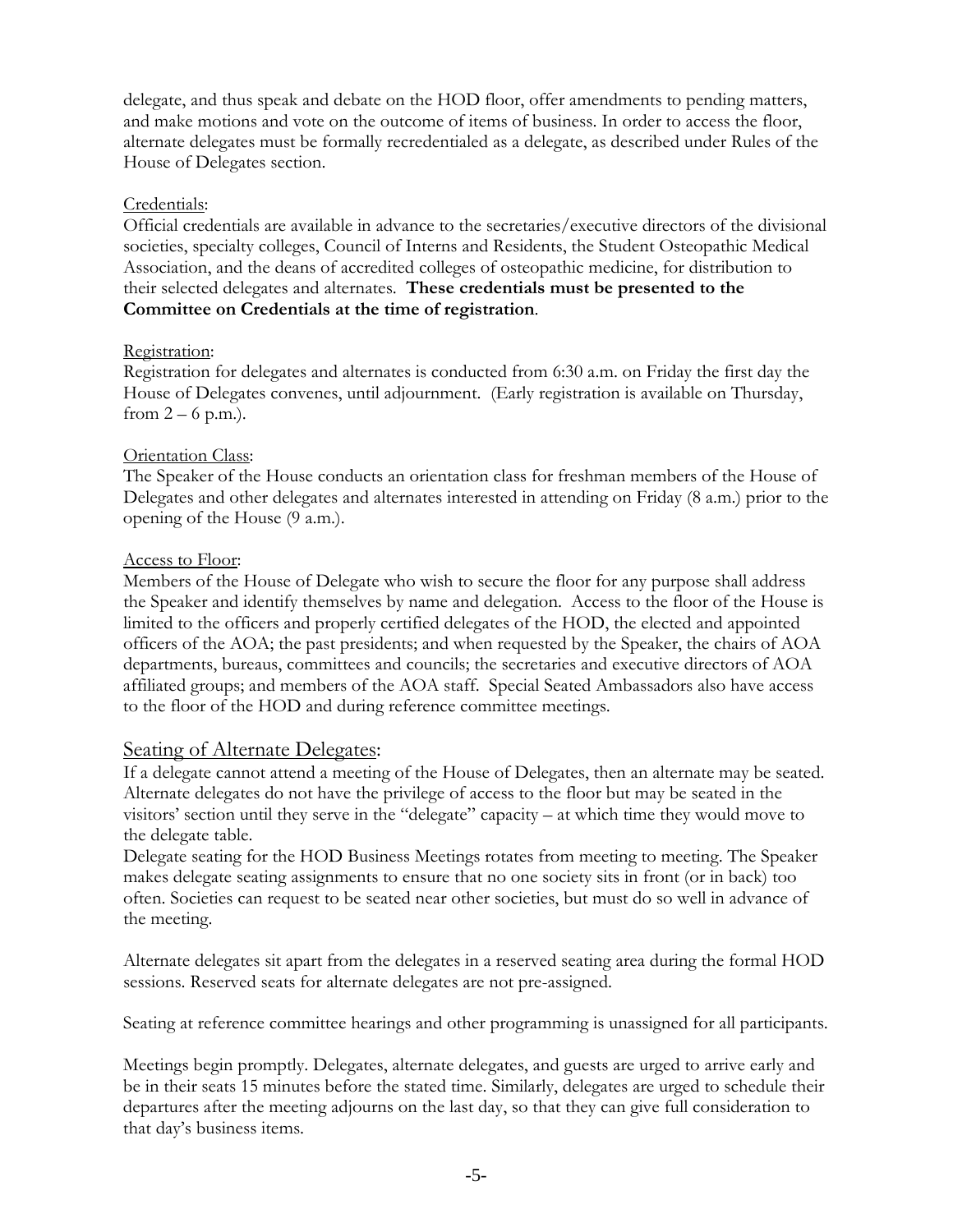delegate, and thus speak and debate on the HOD floor, offer amendments to pending matters, and make motions and vote on the outcome of items of business. In order to access the floor, alternate delegates must be formally recredentialed as a delegate, as described under Rules of the House of Delegates section.

Credentials:

Official credentials are available in advance to the secretaries/executive directors of the divisional societies, specialty colleges, Council of Interns and Residents, the Student Osteopathic Medical Association, and the deans of accredited colleges of osteopathic medicine, for distribution to their selected delegates and alternates. **These credentials must be presented to the Committee on Credentials at the time of registration**.

Registration:

Registration for delegates and alternates is conducted from 6:30 a.m. on Friday the first day the House of Delegates convenes, until adjournment. (Early registration is available on Thursday, from 2 – 6 p.m.).

Orientation Class:

The Speaker of the House conducts an orientation class for freshman members of the House of Delegates and other delegates and alternates interested in attending on Friday (8 a.m.) prior to the opening of the House (9 a.m.).

Access to Floor:

Members of the House of Delegate who wish to secure the floor for any purpose shall address the Speaker and identify themselves by name and delegation. Access to the floor of the House is limited to the officers and properly certified delegates of the HOD, the elected and appointed officers of the AOA; the past presidents; and when requested by the Speaker, the chairs of AOA departments, bureaus, committees and councils; the secretaries and executive directors of AOA affiliated groups; and members of the AOA staff. Special Seated Ambassadors also have access to the floor of the HOD and during reference committee meetings.

## Seating of Alternate Delegates:

If a delegate cannot attend a meeting of the House of Delegates, then an alternate may be seated. Alternate delegates do not have the privilege of access to the floor but may be seated in the visitors' section until they serve in the "delegate" capacity – at which time they would move to the delegate table.

Delegate seating for the HOD Business Meetings rotates from meeting to meeting. The Speaker makes delegate seating assignments to ensure that no one society sits in front (or in back) too often. Societies can request to be seated near other societies, but must do so well in advance of the meeting.

Alternate delegates sit apart from the delegates in a reserved seating area during the formal HOD sessions. Reserved seats for alternate delegates are not pre-assigned.

Seating at reference committee hearings and other programming is unassigned for all participants.

Meetings begin promptly. Delegates, alternate delegates, and guests are urged to arrive early and be in their seats 15 minutes before the stated time. Similarly, delegates are urged to schedule their departures after the meeting adjourns on the last day, so that they can give full consideration to that day's business items.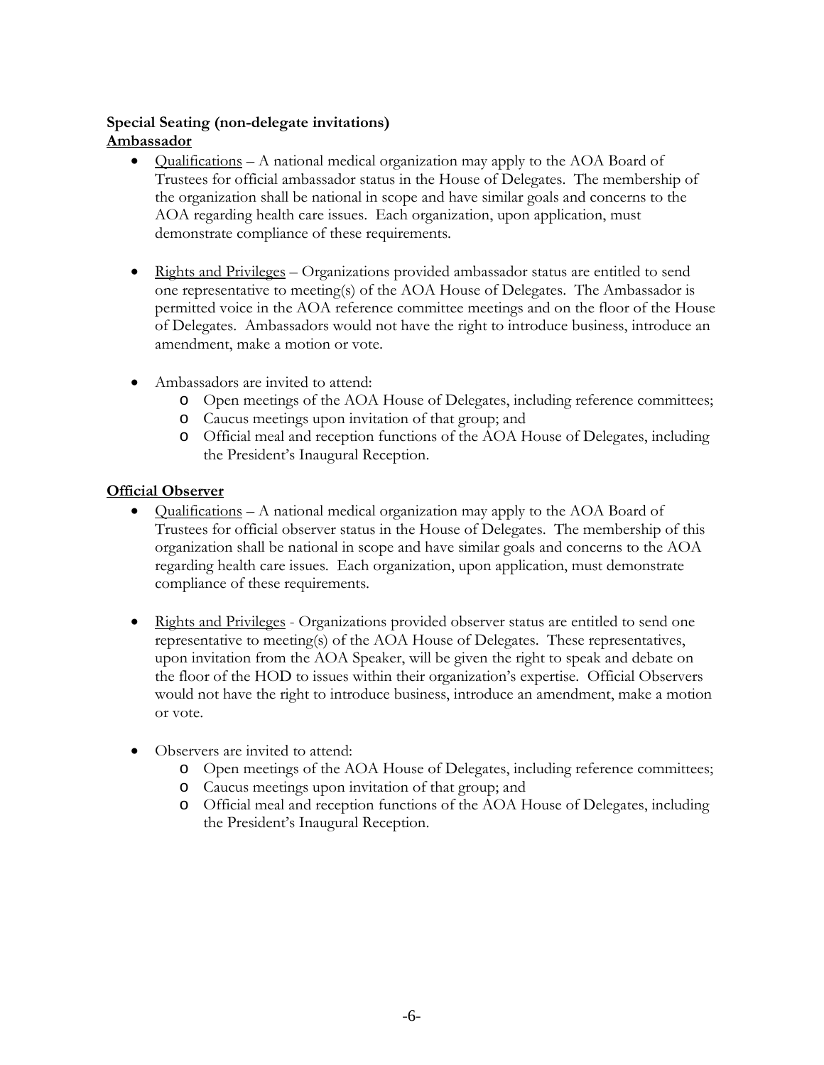**Special Seating (non-delegate invitations)**

**Ambassador**

- Qualifications – A national medical organization may apply to the AOA Board of Trustees for official ambassador status in the House of Delegates. The membership of the organization shall be national in scope and have similar goals and concerns to the AOA regarding health care issues. Each organization, upon application, must demonstrate compliance of these requirements.

- Rights and Privileges – Organizations provided ambassador status are entitled to send one representative to meeting(s) of the AOA House of Delegates. The Ambassador is permitted voice in the AOA reference committee meetings and on the floor of the House of Delegates. Ambassadors would not have the right to introduce business, introduce an amendment, make a motion or vote.

- Ambassadors are invited to attend:
  - Open meetings of the AOA House of Delegates, including reference committees;
  - Caucus meetings upon invitation of that group; and
  - Official meal and reception functions of the AOA House of Delegates, including the President's Inaugural Reception.

**Official Observer**

- Qualifications – A national medical organization may apply to the AOA Board of Trustees for official observer status in the House of Delegates. The membership of this organization shall be national in scope and have similar goals and concerns to the AOA regarding health care issues. Each organization, upon application, must demonstrate compliance of these requirements.

- Rights and Privileges - Organizations provided observer status are entitled to send one representative to meeting(s) of the AOA House of Delegates. These representatives, upon invitation from the AOA Speaker, will be given the right to speak and debate on the floor of the HOD to issues within their organization's expertise. Official Observers would not have the right to introduce business, introduce an amendment, make a motion or vote.

- Observers are invited to attend:
  - Open meetings of the AOA House of Delegates, including reference committees;
  - Caucus meetings upon invitation of that group; and
  - Official meal and reception functions of the AOA House of Delegates, including the President's Inaugural Reception.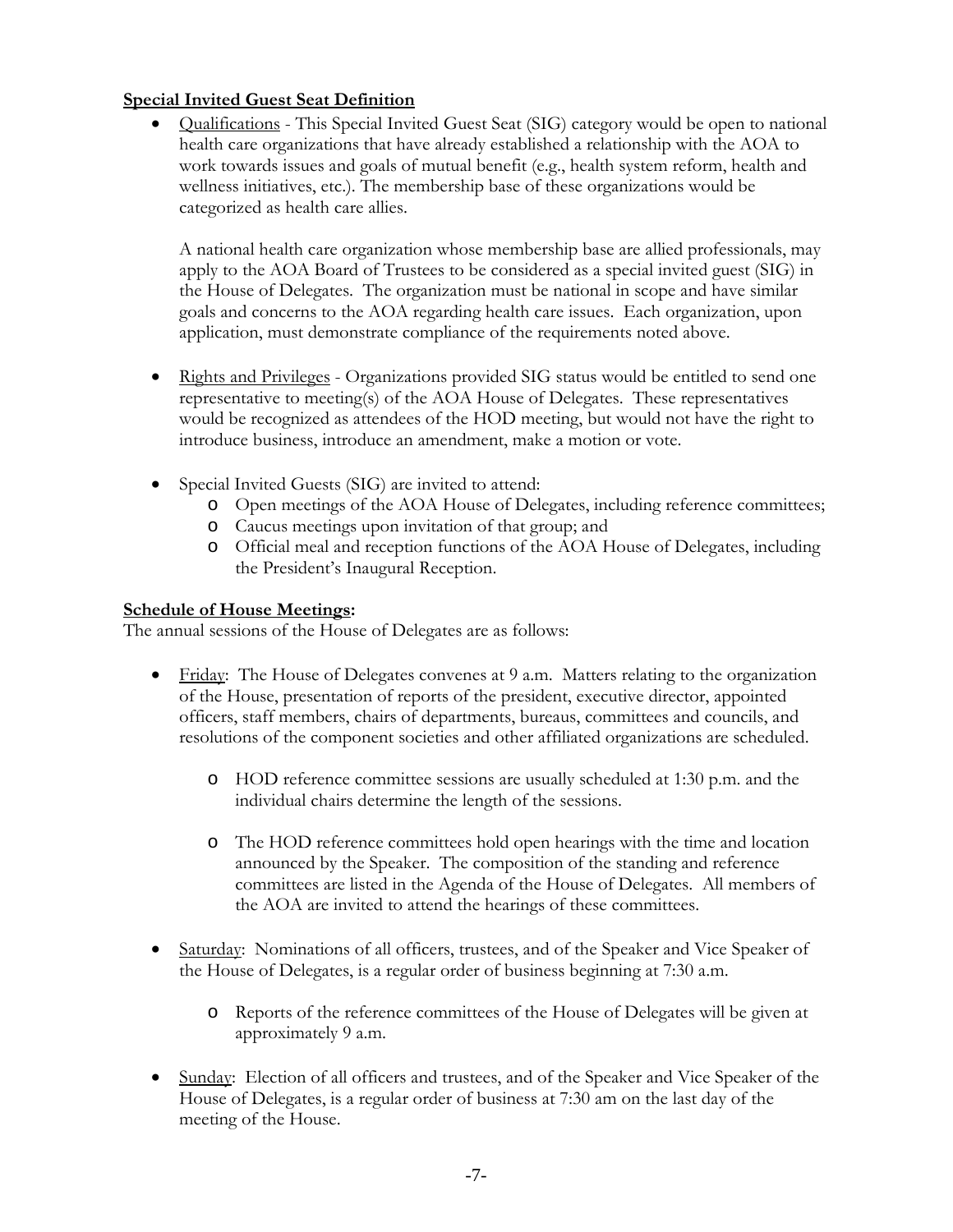**Special Invited Guest Seat Definition**

- Qualifications - This Special Invited Guest Seat (SIG) category would be open to national health care organizations that have already established a relationship with the AOA to work towards issues and goals of mutual benefit (e.g., health system reform, health and wellness initiatives, etc.). The membership base of these organizations would be categorized as health care allies.

  A national health care organization whose membership base are allied professionals, may apply to the AOA Board of Trustees to be considered as a special invited guest (SIG) in the House of Delegates. The organization must be national in scope and have similar goals and concerns to the AOA regarding health care issues. Each organization, upon application, must demonstrate compliance of the requirements noted above.

- Rights and Privileges - Organizations provided SIG status would be entitled to send one representative to meeting(s) of the AOA House of Delegates. These representatives would be recognized as attendees of the HOD meeting, but would not have the right to introduce business, introduce an amendment, make a motion or vote.

- Special Invited Guests (SIG) are invited to attend:
  - Open meetings of the AOA House of Delegates, including reference committees;
  - Caucus meetings upon invitation of that group; and
  - Official meal and reception functions of the AOA House of Delegates, including the President's Inaugural Reception.

**Schedule of House Meetings:**

The annual sessions of the House of Delegates are as follows:

- Friday: The House of Delegates convenes at 9 a.m. Matters relating to the organization of the House, presentation of reports of the president, executive director, appointed officers, staff members, chairs of departments, bureaus, committees and councils, and resolutions of the component societies and other affiliated organizations are scheduled.

  - HOD reference committee sessions are usually scheduled at 1:30 p.m. and the individual chairs determine the length of the sessions.

  - The HOD reference committees hold open hearings with the time and location announced by the Speaker. The composition of the standing and reference committees are listed in the Agenda of the House of Delegates. All members of the AOA are invited to attend the hearings of these committees.

- Saturday: Nominations of all officers, trustees, and of the Speaker and Vice Speaker of the House of Delegates, is a regular order of business beginning at 7:30 a.m.

  - Reports of the reference committees of the House of Delegates will be given at approximately 9 a.m.

- Sunday: Election of all officers and trustees, and of the Speaker and Vice Speaker of the House of Delegates, is a regular order of business at 7:30 am on the last day of the meeting of the House.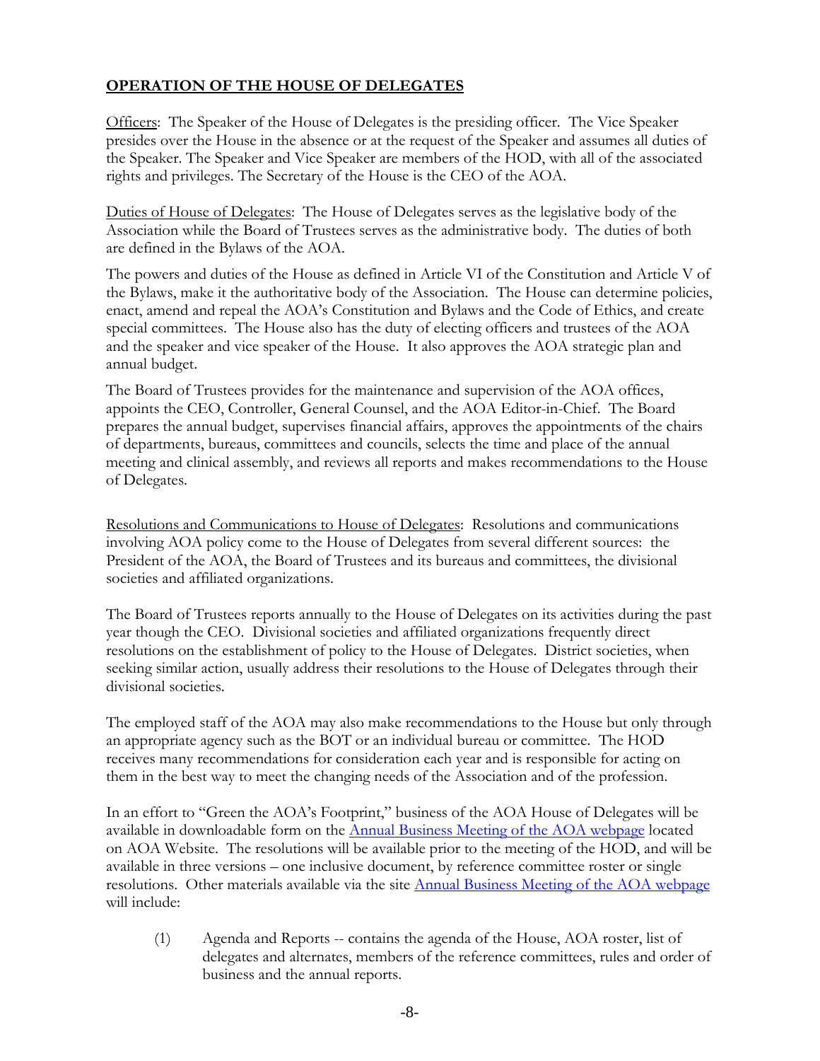## OPERATION OF THE HOUSE OF DELEGATES

Officers: The Speaker of the House of Delegates is the presiding officer. The Vice Speaker presides over the House in the absence or at the request of the Speaker and assumes all duties of the Speaker. The Speaker and Vice Speaker are members of the HOD, with all of the associated rights and privileges. The Secretary of the House is the CEO of the AOA.

Duties of House of Delegates: The House of Delegates serves as the legislative body of the Association while the Board of Trustees serves as the administrative body. The duties of both are defined in the Bylaws of the AOA.

The powers and duties of the House as defined in Article VI of the Constitution and Article V of the Bylaws, make it the authoritative body of the Association. The House can determine policies, enact, amend and repeal the AOA's Constitution and Bylaws and the Code of Ethics, and create special committees. The House also has the duty of electing officers and trustees of the AOA and the speaker and vice speaker of the House. It also approves the AOA strategic plan and annual budget.

The Board of Trustees provides for the maintenance and supervision of the AOA offices, appoints the CEO, Controller, General Counsel, and the AOA Editor-in-Chief. The Board prepares the annual budget, supervises financial affairs, approves the appointments of the chairs of departments, bureaus, committees and councils, selects the time and place of the annual meeting and clinical assembly, and reviews all reports and makes recommendations to the House of Delegates.

Resolutions and Communications to House of Delegates: Resolutions and communications involving AOA policy come to the House of Delegates from several different sources: the President of the AOA, the Board of Trustees and its bureaus and committees, the divisional societies and affiliated organizations.

The Board of Trustees reports annually to the House of Delegates on its activities during the past year though the CEO. Divisional societies and affiliated organizations frequently direct resolutions on the establishment of policy to the House of Delegates. District societies, when seeking similar action, usually address their resolutions to the House of Delegates through their divisional societies.

The employed staff of the AOA may also make recommendations to the House but only through an appropriate agency such as the BOT or an individual bureau or committee. The HOD receives many recommendations for consideration each year and is responsible for acting on them in the best way to meet the changing needs of the Association and of the profession.

In an effort to "Green the AOA's Footprint," business of the AOA House of Delegates will be available in downloadable form on the Annual Business Meeting of the AOA webpage located on AOA Website. The resolutions will be available prior to the meeting of the HOD, and will be available in three versions – one inclusive document, by reference committee roster or single resolutions. Other materials available via the site Annual Business Meeting of the AOA webpage will include:

(1) Agenda and Reports -- contains the agenda of the House, AOA roster, list of delegates and alternates, members of the reference committees, rules and order of business and the annual reports.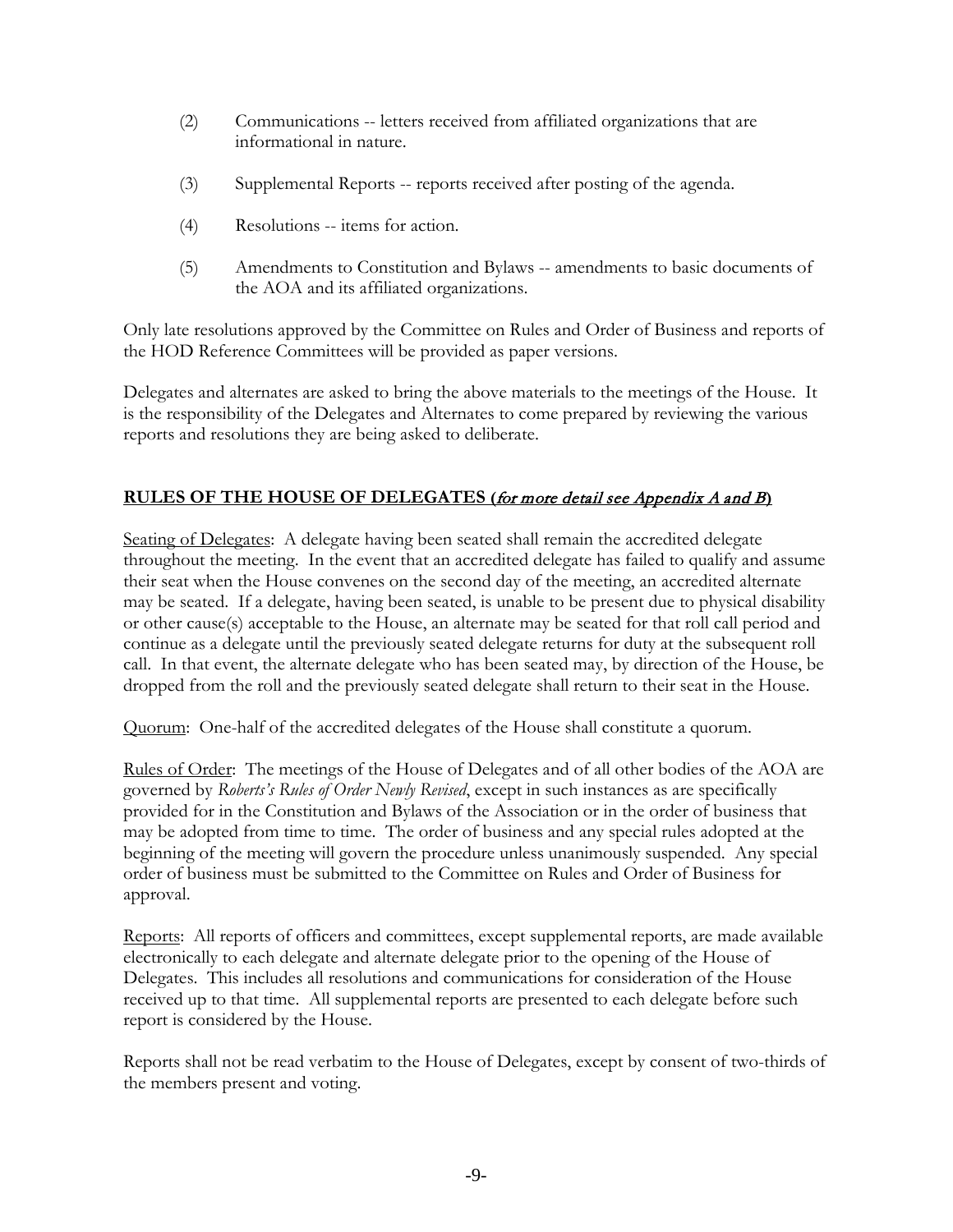(2) Communications -- letters received from affiliated organizations that are informational in nature.

(3) Supplemental Reports -- reports received after posting of the agenda.

(4) Resolutions -- items for action.

(5) Amendments to Constitution and Bylaws -- amendments to basic documents of the AOA and its affiliated organizations.

Only late resolutions approved by the Committee on Rules and Order of Business and reports of the HOD Reference Committees will be provided as paper versions.

Delegates and alternates are asked to bring the above materials to the meetings of the House. It is the responsibility of the Delegates and Alternates to come prepared by reviewing the various reports and resolutions they are being asked to deliberate.

## RULES OF THE HOUSE OF DELEGATES (*for more detail see Appendix A and B*)

Seating of Delegates: A delegate having been seated shall remain the accredited delegate throughout the meeting. In the event that an accredited delegate has failed to qualify and assume their seat when the House convenes on the second day of the meeting, an accredited alternate may be seated. If a delegate, having been seated, is unable to be present due to physical disability or other cause(s) acceptable to the House, an alternate may be seated for that roll call period and continue as a delegate until the previously seated delegate returns for duty at the subsequent roll call. In that event, the alternate delegate who has been seated may, by direction of the House, be dropped from the roll and the previously seated delegate shall return to their seat in the House.

Quorum: One-half of the accredited delegates of the House shall constitute a quorum.

Rules of Order: The meetings of the House of Delegates and of all other bodies of the AOA are governed by *Roberts's Rules of Order Newly Revised*, except in such instances as are specifically provided for in the Constitution and Bylaws of the Association or in the order of business that may be adopted from time to time. The order of business and any special rules adopted at the beginning of the meeting will govern the procedure unless unanimously suspended. Any special order of business must be submitted to the Committee on Rules and Order of Business for approval.

Reports: All reports of officers and committees, except supplemental reports, are made available electronically to each delegate and alternate delegate prior to the opening of the House of Delegates. This includes all resolutions and communications for consideration of the House received up to that time. All supplemental reports are presented to each delegate before such report is considered by the House.

Reports shall not be read verbatim to the House of Delegates, except by consent of two-thirds of the members present and voting.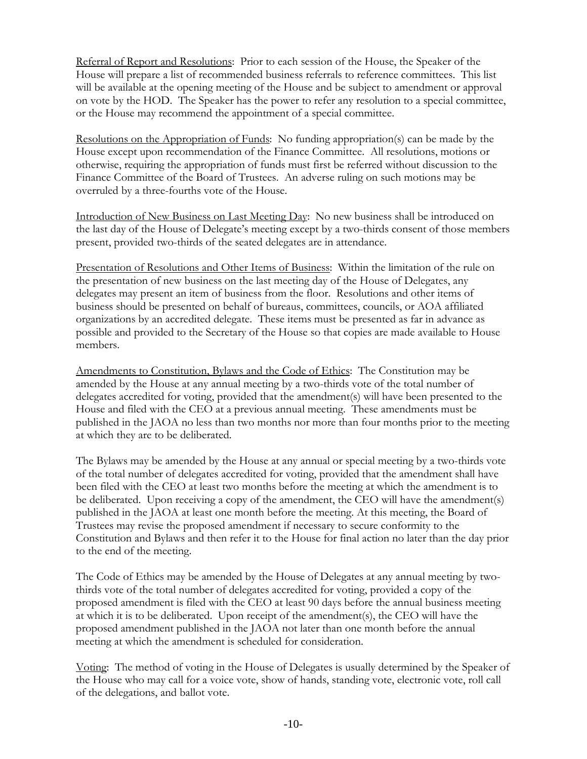<u>Referral of Report and Resolutions</u>: Prior to each session of the House, the Speaker of the House will prepare a list of recommended business referrals to reference committees. This list will be available at the opening meeting of the House and be subject to amendment or approval on vote by the HOD. The Speaker has the power to refer any resolution to a special committee, or the House may recommend the appointment of a special committee.

<u>Resolutions on the Appropriation of Funds</u>: No funding appropriation(s) can be made by the House except upon recommendation of the Finance Committee. All resolutions, motions or otherwise, requiring the appropriation of funds must first be referred without discussion to the Finance Committee of the Board of Trustees. An adverse ruling on such motions may be overruled by a three-fourths vote of the House.

<u>Introduction of New Business on Last Meeting Day</u>: No new business shall be introduced on the last day of the House of Delegate's meeting except by a two-thirds consent of those members present, provided two-thirds of the seated delegates are in attendance.

<u>Presentation of Resolutions and Other Items of Business</u>: Within the limitation of the rule on the presentation of new business on the last meeting day of the House of Delegates, any delegates may present an item of business from the floor. Resolutions and other items of business should be presented on behalf of bureaus, committees, councils, or AOA affiliated organizations by an accredited delegate. These items must be presented as far in advance as possible and provided to the Secretary of the House so that copies are made available to House members.

<u>Amendments to Constitution, Bylaws and the Code of Ethics</u>: The Constitution may be amended by the House at any annual meeting by a two-thirds vote of the total number of delegates accredited for voting, provided that the amendment(s) will have been presented to the House and filed with the CEO at a previous annual meeting. These amendments must be published in the JAOA no less than two months nor more than four months prior to the meeting at which they are to be deliberated.

The Bylaws may be amended by the House at any annual or special meeting by a two-thirds vote of the total number of delegates accredited for voting, provided that the amendment shall have been filed with the CEO at least two months before the meeting at which the amendment is to be deliberated. Upon receiving a copy of the amendment, the CEO will have the amendment(s) published in the JAOA at least one month before the meeting. At this meeting, the Board of Trustees may revise the proposed amendment if necessary to secure conformity to the Constitution and Bylaws and then refer it to the House for final action no later than the day prior to the end of the meeting.

The Code of Ethics may be amended by the House of Delegates at any annual meeting by two-thirds vote of the total number of delegates accredited for voting, provided a copy of the proposed amendment is filed with the CEO at least 90 days before the annual business meeting at which it is to be deliberated. Upon receipt of the amendment(s), the CEO will have the proposed amendment published in the JAOA not later than one month before the annual meeting at which the amendment is scheduled for consideration.

<u>Voting</u>: The method of voting in the House of Delegates is usually determined by the Speaker of the House who may call for a voice vote, show of hands, standing vote, electronic vote, roll call of the delegations, and ballot vote.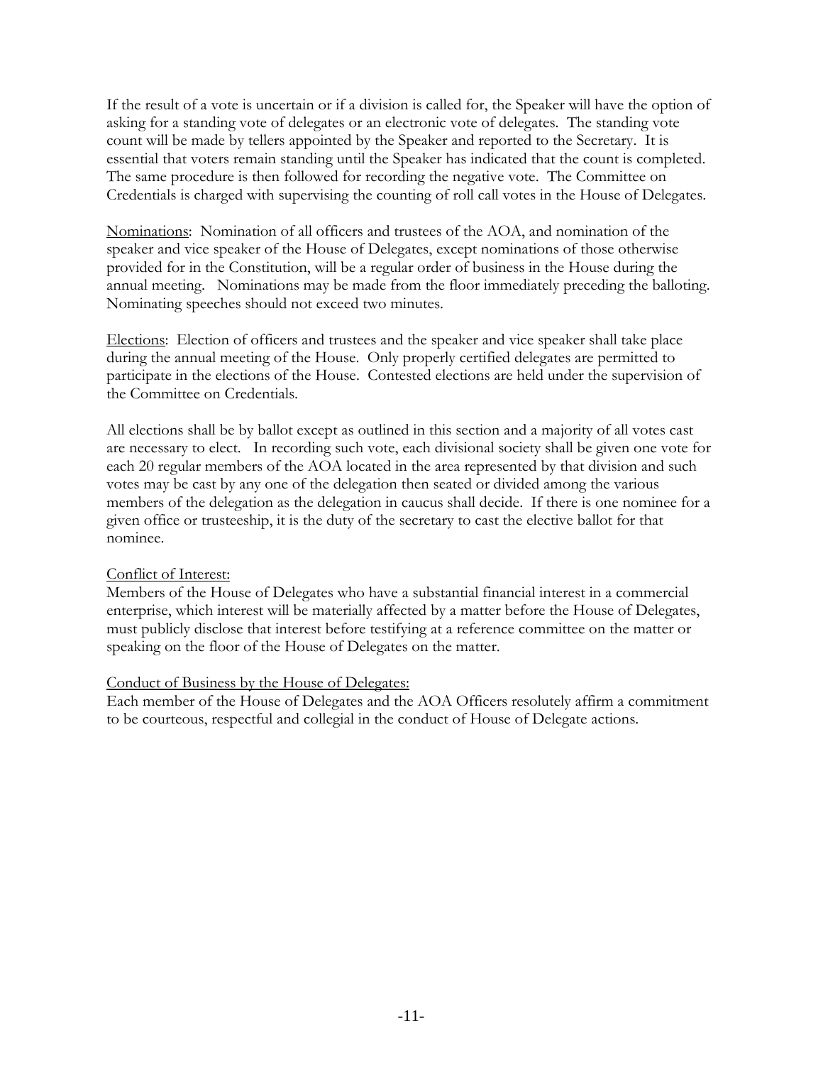If the result of a vote is uncertain or if a division is called for, the Speaker will have the option of asking for a standing vote of delegates or an electronic vote of delegates. The standing vote count will be made by tellers appointed by the Speaker and reported to the Secretary. It is essential that voters remain standing until the Speaker has indicated that the count is completed. The same procedure is then followed for recording the negative vote. The Committee on Credentials is charged with supervising the counting of roll call votes in the House of Delegates.

<u>Nominations</u>: Nomination of all officers and trustees of the AOA, and nomination of the speaker and vice speaker of the House of Delegates, except nominations of those otherwise provided for in the Constitution, will be a regular order of business in the House during the annual meeting. Nominations may be made from the floor immediately preceding the balloting. Nominating speeches should not exceed two minutes.

<u>Elections</u>: Election of officers and trustees and the speaker and vice speaker shall take place during the annual meeting of the House. Only properly certified delegates are permitted to participate in the elections of the House. Contested elections are held under the supervision of the Committee on Credentials.

All elections shall be by ballot except as outlined in this section and a majority of all votes cast are necessary to elect. In recording such vote, each divisional society shall be given one vote for each 20 regular members of the AOA located in the area represented by that division and such votes may be cast by any one of the delegation then seated or divided among the various members of the delegation as the delegation in caucus shall decide. If there is one nominee for a given office or trusteeship, it is the duty of the secretary to cast the elective ballot for that nominee.

<u>Conflict of Interest:</u>

Members of the House of Delegates who have a substantial financial interest in a commercial enterprise, which interest will be materially affected by a matter before the House of Delegates, must publicly disclose that interest before testifying at a reference committee on the matter or speaking on the floor of the House of Delegates on the matter.

<u>Conduct of Business by the House of Delegates:</u>

Each member of the House of Delegates and the AOA Officers resolutely affirm a commitment to be courteous, respectful and collegial in the conduct of House of Delegate actions.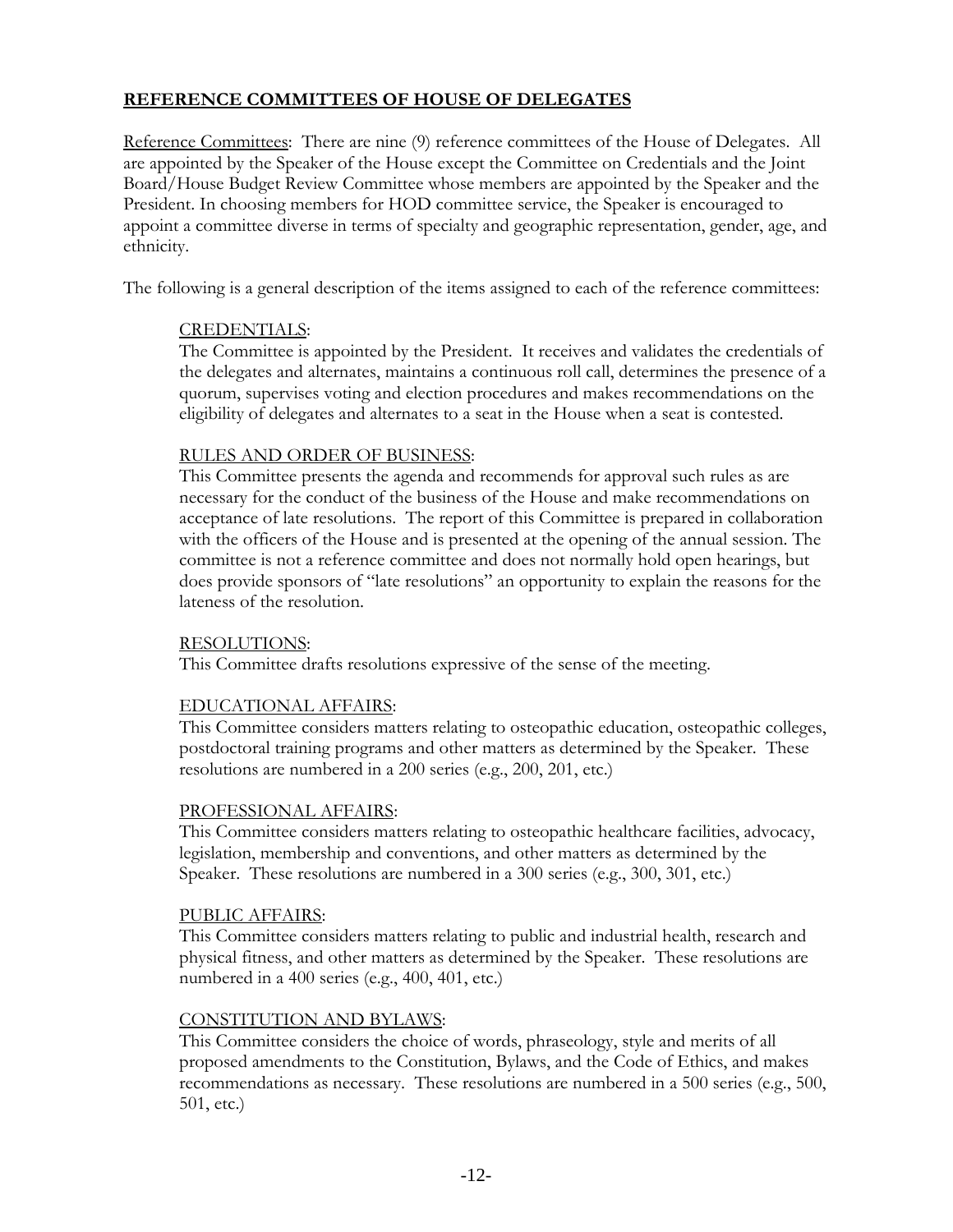## REFERENCE COMMITTEES OF HOUSE OF DELEGATES

Reference Committees: There are nine (9) reference committees of the House of Delegates. All are appointed by the Speaker of the House except the Committee on Credentials and the Joint Board/House Budget Review Committee whose members are appointed by the Speaker and the President. In choosing members for HOD committee service, the Speaker is encouraged to appoint a committee diverse in terms of specialty and geographic representation, gender, age, and ethnicity.

The following is a general description of the items assigned to each of the reference committees:

CREDENTIALS:
The Committee is appointed by the President. It receives and validates the credentials of the delegates and alternates, maintains a continuous roll call, determines the presence of a quorum, supervises voting and election procedures and makes recommendations on the eligibility of delegates and alternates to a seat in the House when a seat is contested.

RULES AND ORDER OF BUSINESS:
This Committee presents the agenda and recommends for approval such rules as are necessary for the conduct of the business of the House and make recommendations on acceptance of late resolutions. The report of this Committee is prepared in collaboration with the officers of the House and is presented at the opening of the annual session. The committee is not a reference committee and does not normally hold open hearings, but does provide sponsors of "late resolutions" an opportunity to explain the reasons for the lateness of the resolution.

RESOLUTIONS:
This Committee drafts resolutions expressive of the sense of the meeting.

EDUCATIONAL AFFAIRS:
This Committee considers matters relating to osteopathic education, osteopathic colleges, postdoctoral training programs and other matters as determined by the Speaker. These resolutions are numbered in a 200 series (e.g., 200, 201, etc.)

PROFESSIONAL AFFAIRS:
This Committee considers matters relating to osteopathic healthcare facilities, advocacy, legislation, membership and conventions, and other matters as determined by the Speaker. These resolutions are numbered in a 300 series (e.g., 300, 301, etc.)

PUBLIC AFFAIRS:
This Committee considers matters relating to public and industrial health, research and physical fitness, and other matters as determined by the Speaker. These resolutions are numbered in a 400 series (e.g., 400, 401, etc.)

CONSTITUTION AND BYLAWS:
This Committee considers the choice of words, phraseology, style and merits of all proposed amendments to the Constitution, Bylaws, and the Code of Ethics, and makes recommendations as necessary. These resolutions are numbered in a 500 series (e.g., 500, 501, etc.)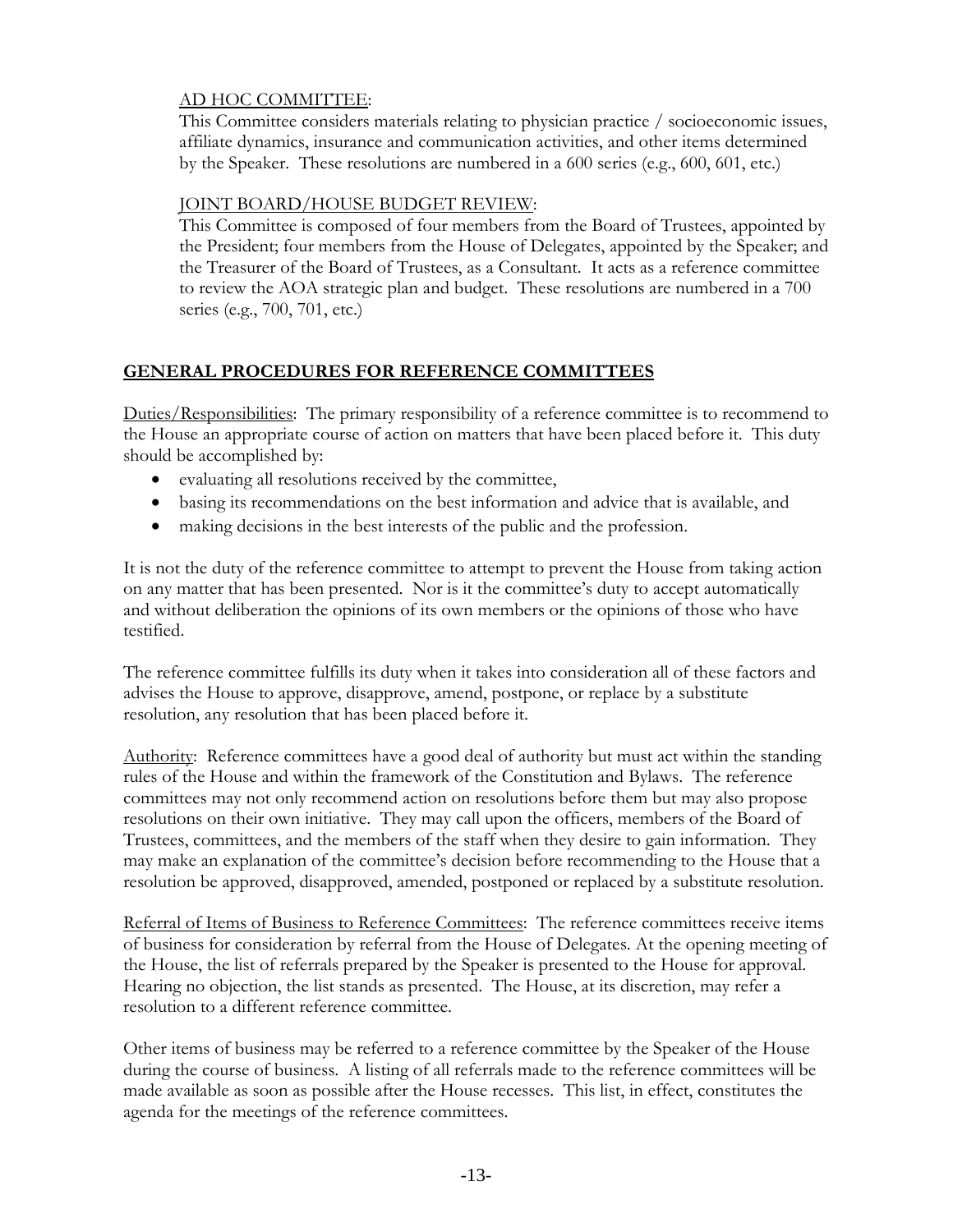AD HOC COMMITTEE:

This Committee considers materials relating to physician practice / socioeconomic issues, affiliate dynamics, insurance and communication activities, and other items determined by the Speaker. These resolutions are numbered in a 600 series (e.g., 600, 601, etc.)

JOINT BOARD/HOUSE BUDGET REVIEW:

This Committee is composed of four members from the Board of Trustees, appointed by the President; four members from the House of Delegates, appointed by the Speaker; and the Treasurer of the Board of Trustees, as a Consultant. It acts as a reference committee to review the AOA strategic plan and budget. These resolutions are numbered in a 700 series (e.g., 700, 701, etc.)

## GENERAL PROCEDURES FOR REFERENCE COMMITTEES

Duties/Responsibilities: The primary responsibility of a reference committee is to recommend to the House an appropriate course of action on matters that have been placed before it. This duty should be accomplished by:

- evaluating all resolutions received by the committee,
- basing its recommendations on the best information and advice that is available, and
- making decisions in the best interests of the public and the profession.

It is not the duty of the reference committee to attempt to prevent the House from taking action on any matter that has been presented. Nor is it the committee's duty to accept automatically and without deliberation the opinions of its own members or the opinions of those who have testified.

The reference committee fulfills its duty when it takes into consideration all of these factors and advises the House to approve, disapprove, amend, postpone, or replace by a substitute resolution, any resolution that has been placed before it.

Authority: Reference committees have a good deal of authority but must act within the standing rules of the House and within the framework of the Constitution and Bylaws. The reference committees may not only recommend action on resolutions before them but may also propose resolutions on their own initiative. They may call upon the officers, members of the Board of Trustees, committees, and the members of the staff when they desire to gain information. They may make an explanation of the committee's decision before recommending to the House that a resolution be approved, disapproved, amended, postponed or replaced by a substitute resolution.

Referral of Items of Business to Reference Committees: The reference committees receive items of business for consideration by referral from the House of Delegates. At the opening meeting of the House, the list of referrals prepared by the Speaker is presented to the House for approval. Hearing no objection, the list stands as presented. The House, at its discretion, may refer a resolution to a different reference committee.

Other items of business may be referred to a reference committee by the Speaker of the House during the course of business. A listing of all referrals made to the reference committees will be made available as soon as possible after the House recesses. This list, in effect, constitutes the agenda for the meetings of the reference committees.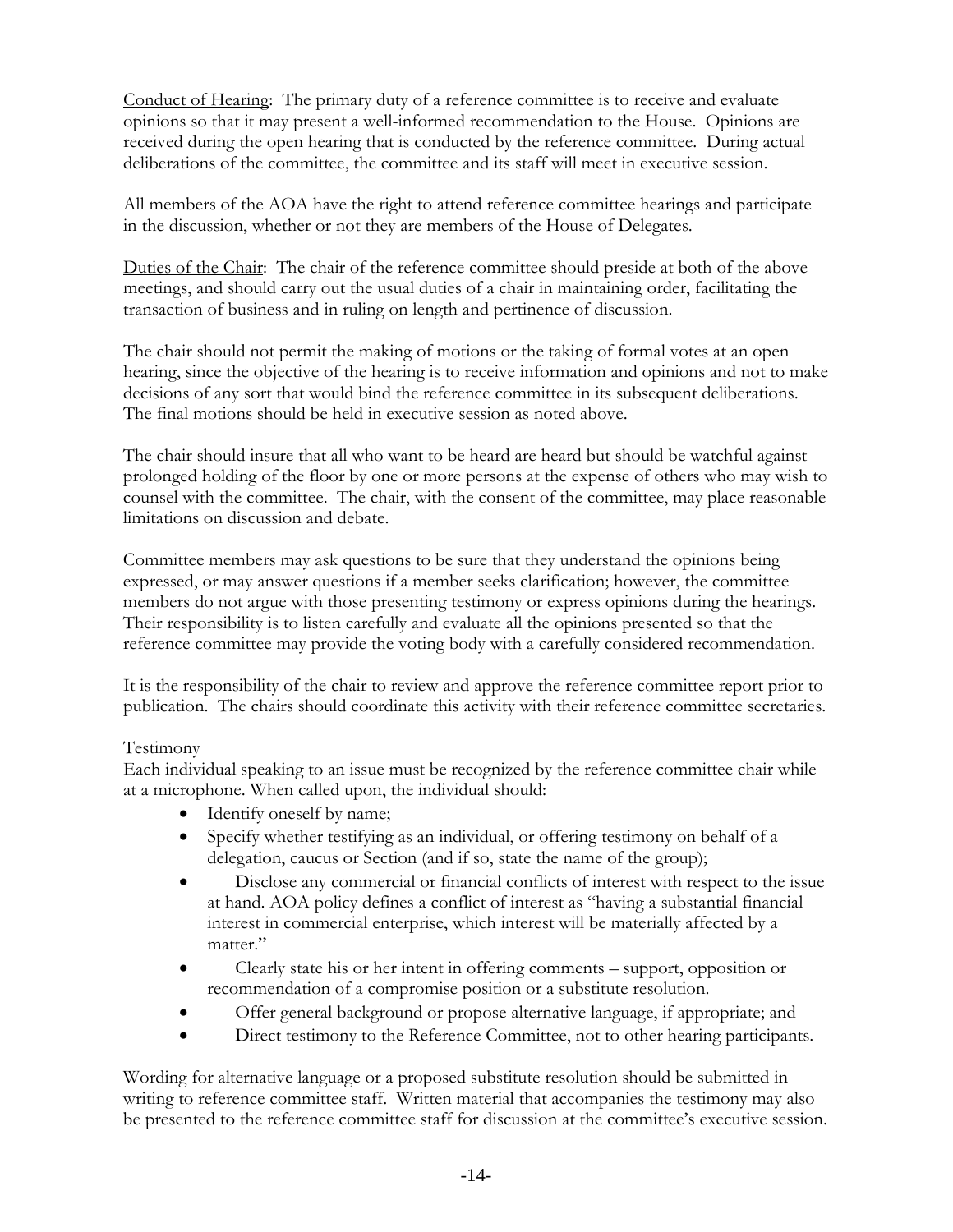<u>Conduct of Hearing</u>: The primary duty of a reference committee is to receive and evaluate opinions so that it may present a well-informed recommendation to the House. Opinions are received during the open hearing that is conducted by the reference committee. During actual deliberations of the committee, the committee and its staff will meet in executive session.

All members of the AOA have the right to attend reference committee hearings and participate in the discussion, whether or not they are members of the House of Delegates.

<u>Duties of the Chair</u>: The chair of the reference committee should preside at both of the above meetings, and should carry out the usual duties of a chair in maintaining order, facilitating the transaction of business and in ruling on length and pertinence of discussion.

The chair should not permit the making of motions or the taking of formal votes at an open hearing, since the objective of the hearing is to receive information and opinions and not to make decisions of any sort that would bind the reference committee in its subsequent deliberations. The final motions should be held in executive session as noted above.

The chair should insure that all who want to be heard are heard but should be watchful against prolonged holding of the floor by one or more persons at the expense of others who may wish to counsel with the committee. The chair, with the consent of the committee, may place reasonable limitations on discussion and debate.

Committee members may ask questions to be sure that they understand the opinions being expressed, or may answer questions if a member seeks clarification; however, the committee members do not argue with those presenting testimony or express opinions during the hearings. Their responsibility is to listen carefully and evaluate all the opinions presented so that the reference committee may provide the voting body with a carefully considered recommendation.

It is the responsibility of the chair to review and approve the reference committee report prior to publication. The chairs should coordinate this activity with their reference committee secretaries.

<u>Testimony</u>

Each individual speaking to an issue must be recognized by the reference committee chair while at a microphone. When called upon, the individual should:

- Identify oneself by name;
- Specify whether testifying as an individual, or offering testimony on behalf of a delegation, caucus or Section (and if so, state the name of the group);
- Disclose any commercial or financial conflicts of interest with respect to the issue at hand. AOA policy defines a conflict of interest as "having a substantial financial interest in commercial enterprise, which interest will be materially affected by a matter."
- Clearly state his or her intent in offering comments – support, opposition or recommendation of a compromise position or a substitute resolution.
- Offer general background or propose alternative language, if appropriate; and
- Direct testimony to the Reference Committee, not to other hearing participants.

Wording for alternative language or a proposed substitute resolution should be submitted in writing to reference committee staff. Written material that accompanies the testimony may also be presented to the reference committee staff for discussion at the committee's executive session.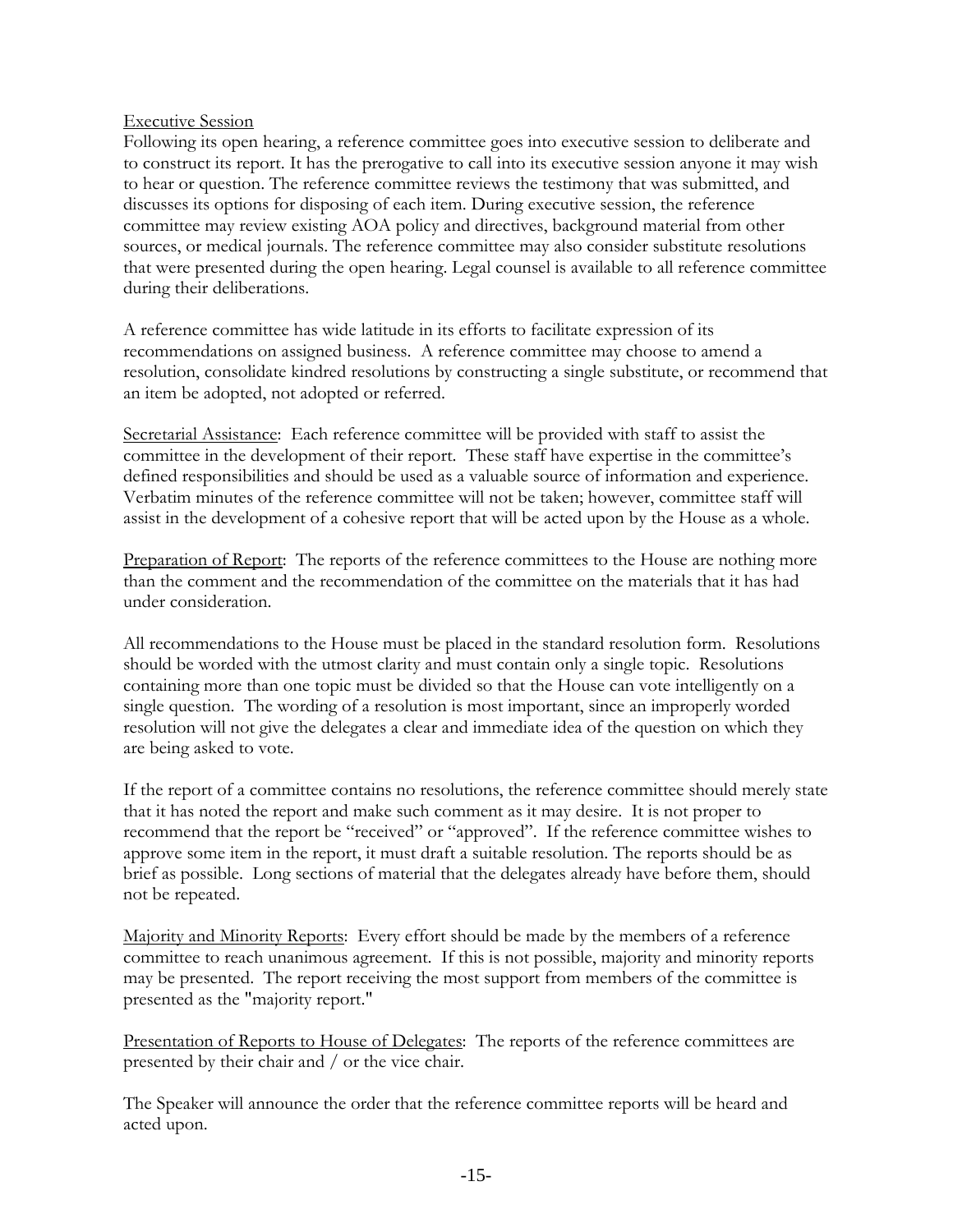Executive Session

Following its open hearing, a reference committee goes into executive session to deliberate and to construct its report. It has the prerogative to call into its executive session anyone it may wish to hear or question. The reference committee reviews the testimony that was submitted, and discusses its options for disposing of each item. During executive session, the reference committee may review existing AOA policy and directives, background material from other sources, or medical journals. The reference committee may also consider substitute resolutions that were presented during the open hearing. Legal counsel is available to all reference committee during their deliberations.

A reference committee has wide latitude in its efforts to facilitate expression of its recommendations on assigned business. A reference committee may choose to amend a resolution, consolidate kindred resolutions by constructing a single substitute, or recommend that an item be adopted, not adopted or referred.

Secretarial Assistance: Each reference committee will be provided with staff to assist the committee in the development of their report. These staff have expertise in the committee's defined responsibilities and should be used as a valuable source of information and experience. Verbatim minutes of the reference committee will not be taken; however, committee staff will assist in the development of a cohesive report that will be acted upon by the House as a whole.

Preparation of Report: The reports of the reference committees to the House are nothing more than the comment and the recommendation of the committee on the materials that it has had under consideration.

All recommendations to the House must be placed in the standard resolution form. Resolutions should be worded with the utmost clarity and must contain only a single topic. Resolutions containing more than one topic must be divided so that the House can vote intelligently on a single question. The wording of a resolution is most important, since an improperly worded resolution will not give the delegates a clear and immediate idea of the question on which they are being asked to vote.

If the report of a committee contains no resolutions, the reference committee should merely state that it has noted the report and make such comment as it may desire. It is not proper to recommend that the report be "received" or "approved". If the reference committee wishes to approve some item in the report, it must draft a suitable resolution. The reports should be as brief as possible. Long sections of material that the delegates already have before them, should not be repeated.

Majority and Minority Reports: Every effort should be made by the members of a reference committee to reach unanimous agreement. If this is not possible, majority and minority reports may be presented. The report receiving the most support from members of the committee is presented as the "majority report."

Presentation of Reports to House of Delegates: The reports of the reference committees are presented by their chair and / or the vice chair.

The Speaker will announce the order that the reference committee reports will be heard and acted upon.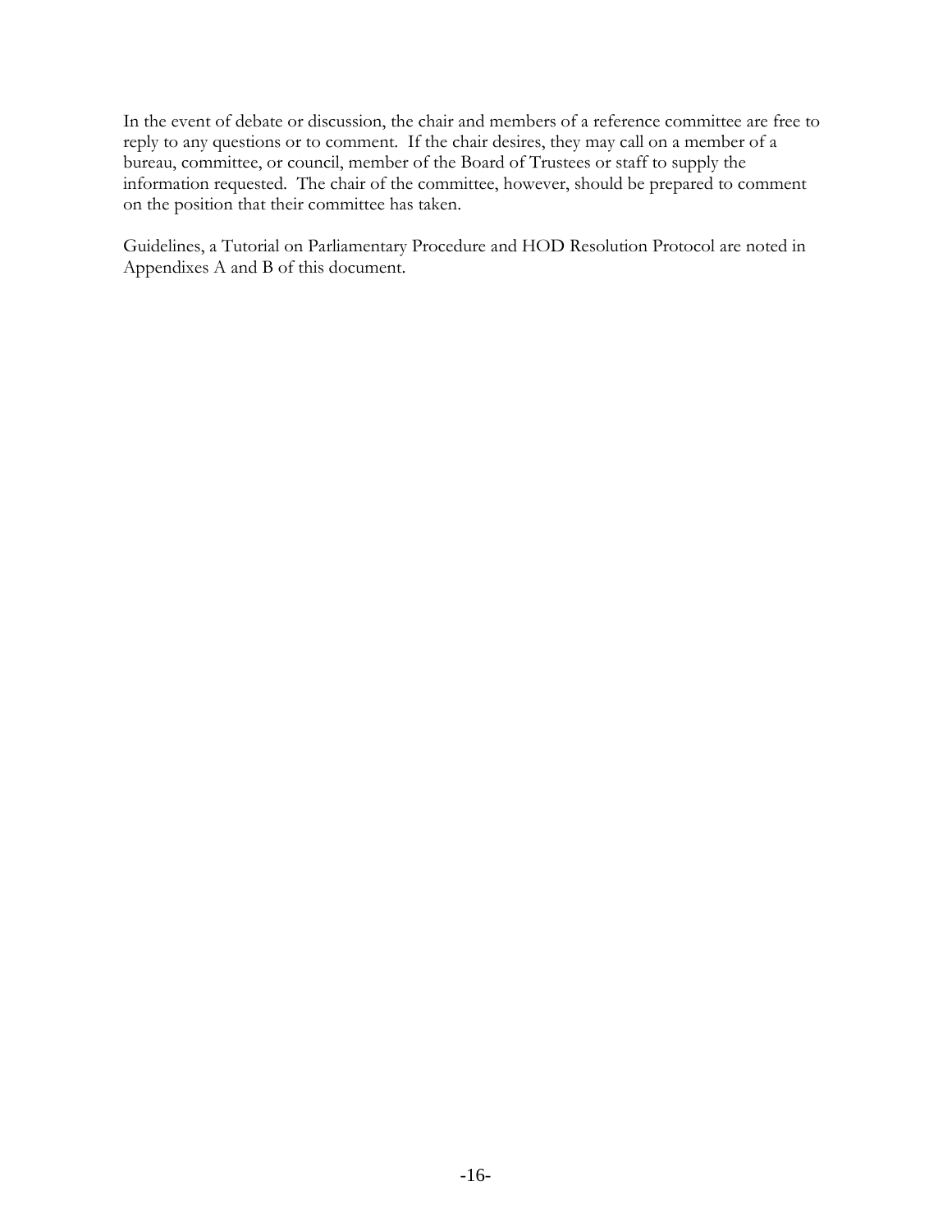In the event of debate or discussion, the chair and members of a reference committee are free to reply to any questions or to comment. If the chair desires, they may call on a member of a bureau, committee, or council, member of the Board of Trustees or staff to supply the information requested. The chair of the committee, however, should be prepared to comment on the position that their committee has taken.

Guidelines, a Tutorial on Parliamentary Procedure and HOD Resolution Protocol are noted in Appendixes A and B of this document.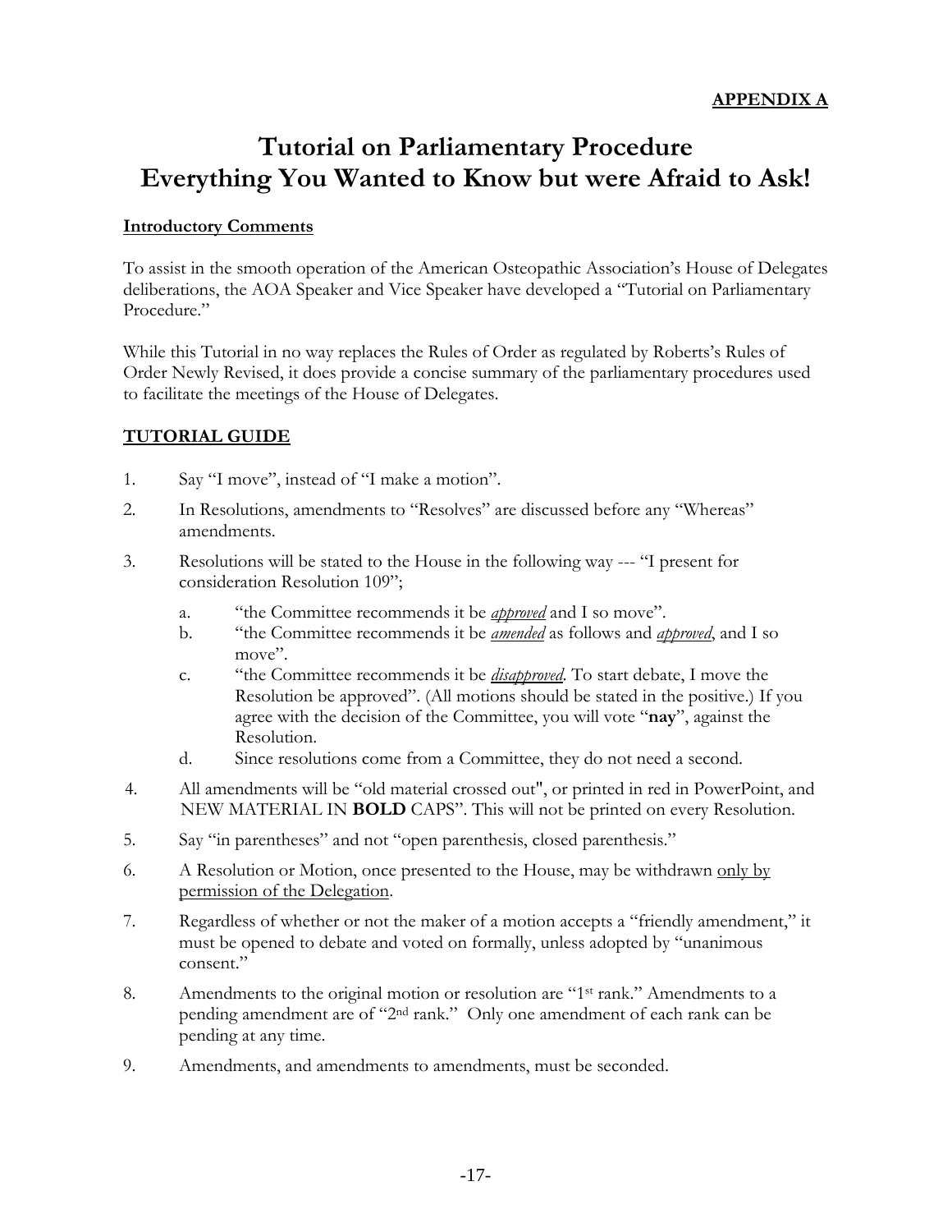**APPENDIX A**

# Tutorial on Parliamentary Procedure
# Everything You Wanted to Know but were Afraid to Ask!

**Introductory Comments**

To assist in the smooth operation of the American Osteopathic Association's House of Delegates deliberations, the AOA Speaker and Vice Speaker have developed a "Tutorial on Parliamentary Procedure."

While this Tutorial in no way replaces the Rules of Order as regulated by Roberts's Rules of Order Newly Revised, it does provide a concise summary of the parliamentary procedures used to facilitate the meetings of the House of Delegates.

## TUTORIAL GUIDE

1. Say "I move", instead of "I make a motion".
2. In Resolutions, amendments to "Resolves" are discussed before any "Whereas" amendments.
3. Resolutions will be stated to the House in the following way --- "I present for consideration Resolution 109";
   a. "the Committee recommends it be ***approved*** and I so move".
   b. "the Committee recommends it be ***amended*** as follows and ***approved***, and I so move".
   c. "the Committee recommends it be ***disapproved***. To start debate, I move the Resolution be approved". (All motions should be stated in the positive.) If you agree with the decision of the Committee, you will vote "**nay**", against the Resolution.
   d. Since resolutions come from a Committee, they do not need a second.
4. All amendments will be "old material crossed out", or printed in red in PowerPoint, and NEW MATERIAL IN **BOLD** CAPS". This will not be printed on every Resolution.
5. Say "in parentheses" and not "open parenthesis, closed parenthesis."
6. A Resolution or Motion, once presented to the House, may be withdrawn only by permission of the Delegation.
7. Regardless of whether or not the maker of a motion accepts a "friendly amendment," it must be opened to debate and voted on formally, unless adopted by "unanimous consent."
8. Amendments to the original motion or resolution are "1st rank." Amendments to a pending amendment are of "2nd rank." Only one amendment of each rank can be pending at any time.
9. Amendments, and amendments to amendments, must be seconded.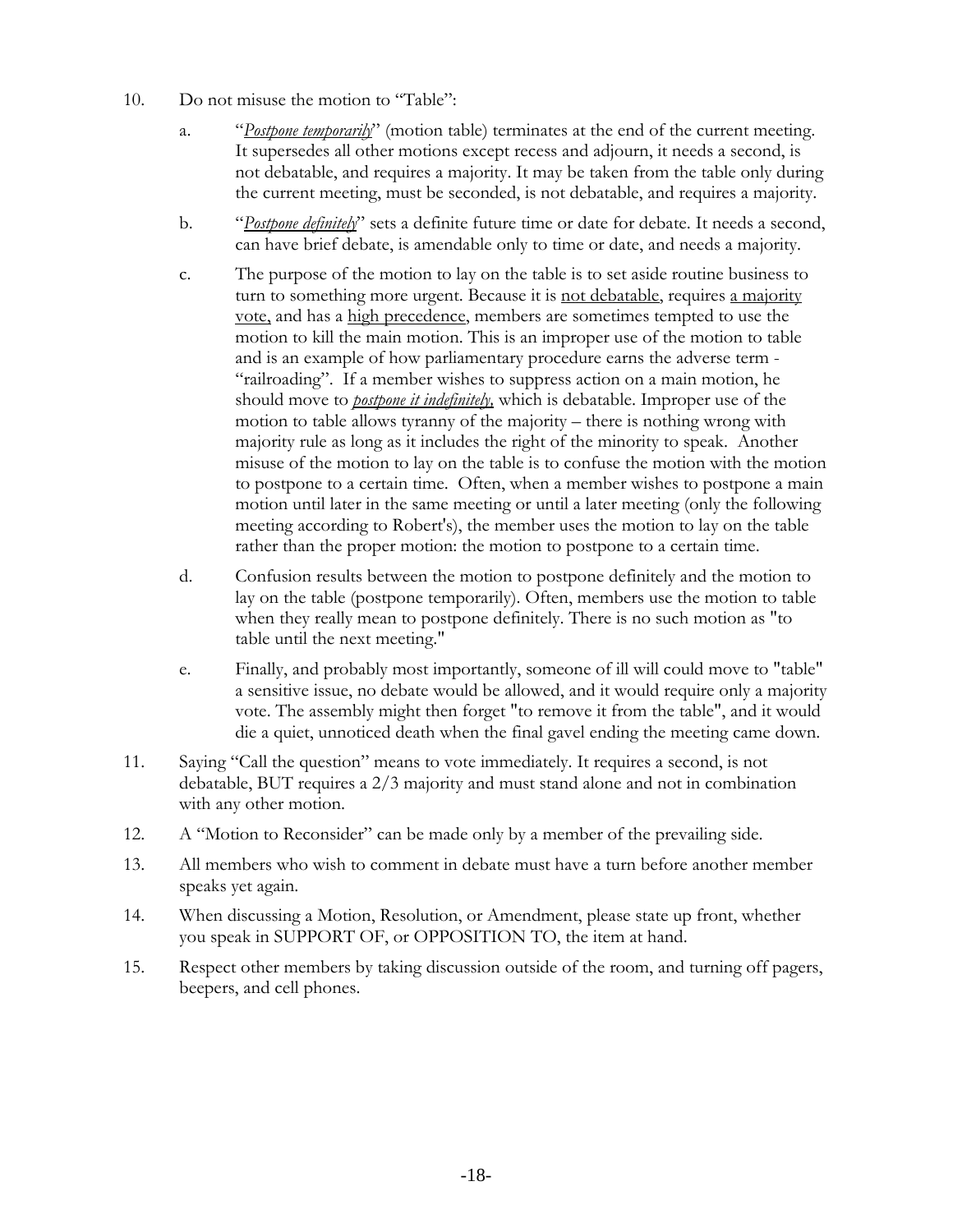10. Do not misuse the motion to "Table":

    a. "*<u>Postpone temporarily</u>*" (motion table) terminates at the end of the current meeting. It supersedes all other motions except recess and adjourn, it needs a second, is not debatable, and requires a majority. It may be taken from the table only during the current meeting, must be seconded, is not debatable, and requires a majority.

    b. "*<u>Postpone definitely</u>*" sets a definite future time or date for debate. It needs a second, can have brief debate, is amendable only to time or date, and needs a majority.

    c. The purpose of the motion to lay on the table is to set aside routine business to turn to something more urgent. Because it is <u>not debatable</u>, requires <u>a majority vote,</u> and has a <u>high precedence</u>, members are sometimes tempted to use the motion to kill the main motion. This is an improper use of the motion to table and is an example of how parliamentary procedure earns the adverse term - "railroading". If a member wishes to suppress action on a main motion, he should move to ***<u>postpone it indefinitely,</u>*** which is debatable. Improper use of the motion to table allows tyranny of the majority – there is nothing wrong with majority rule as long as it includes the right of the minority to speak. Another misuse of the motion to lay on the table is to confuse the motion with the motion to postpone to a certain time. Often, when a member wishes to postpone a main motion until later in the same meeting or until a later meeting (only the following meeting according to Robert's), the member uses the motion to lay on the table rather than the proper motion: the motion to postpone to a certain time.

    d. Confusion results between the motion to postpone definitely and the motion to lay on the table (postpone temporarily). Often, members use the motion to table when they really mean to postpone definitely. There is no such motion as "to table until the next meeting."

    e. Finally, and probably most importantly, someone of ill will could move to "table" a sensitive issue, no debate would be allowed, and it would require only a majority vote. The assembly might then forget "to remove it from the table", and it would die a quiet, unnoticed death when the final gavel ending the meeting came down.

11. Saying "Call the question" means to vote immediately. It requires a second, is not debatable, BUT requires a 2/3 majority and must stand alone and not in combination with any other motion.

12. A "Motion to Reconsider" can be made only by a member of the prevailing side.

13. All members who wish to comment in debate must have a turn before another member speaks yet again.

14. When discussing a Motion, Resolution, or Amendment, please state up front, whether you speak in SUPPORT OF, or OPPOSITION TO, the item at hand.

15. Respect other members by taking discussion outside of the room, and turning off pagers, beepers, and cell phones.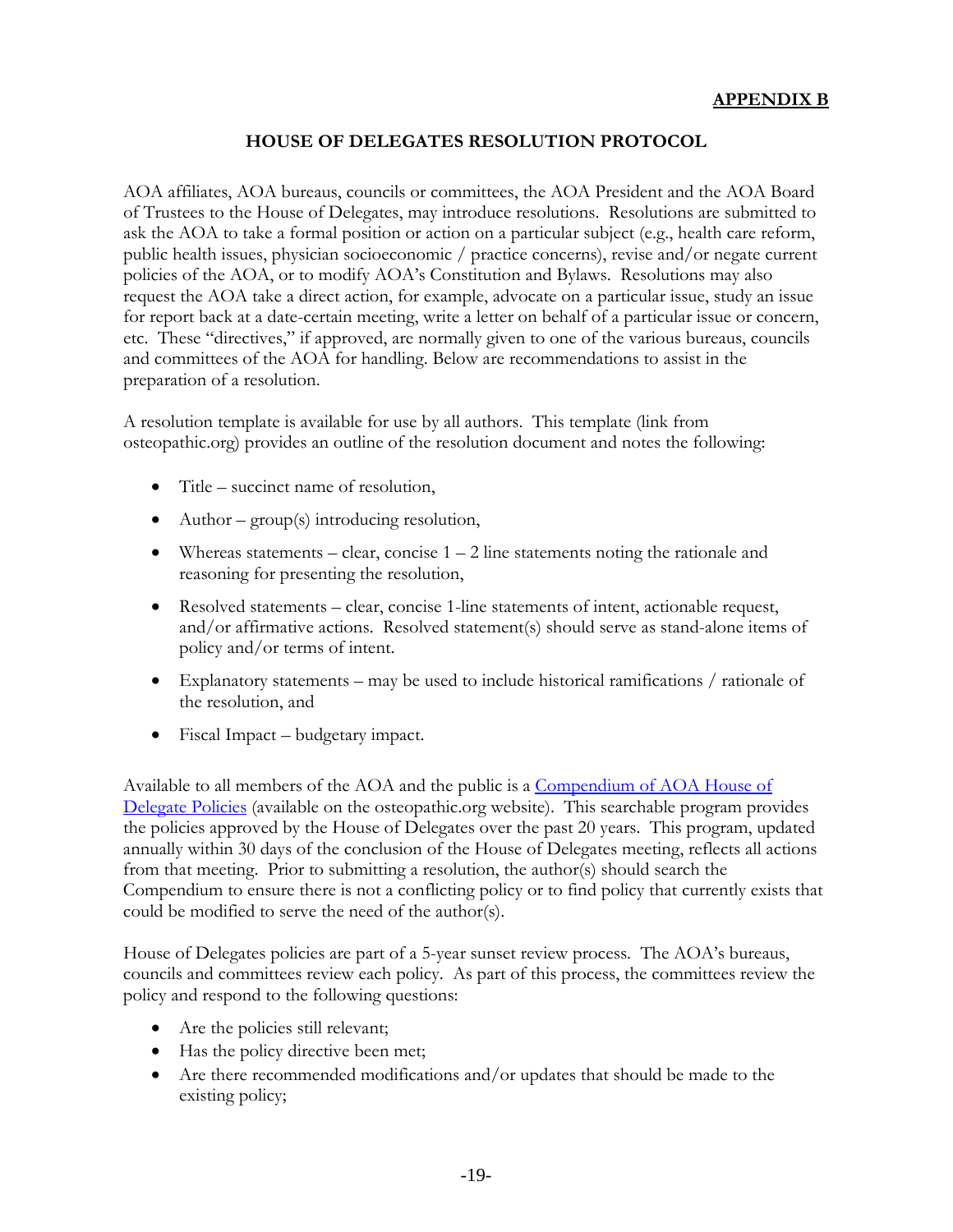**APPENDIX B**

## HOUSE OF DELEGATES RESOLUTION PROTOCOL

AOA affiliates, AOA bureaus, councils or committees, the AOA President and the AOA Board of Trustees to the House of Delegates, may introduce resolutions. Resolutions are submitted to ask the AOA to take a formal position or action on a particular subject (e.g., health care reform, public health issues, physician socioeconomic / practice concerns), revise and/or negate current policies of the AOA, or to modify AOA's Constitution and Bylaws. Resolutions may also request the AOA take a direct action, for example, advocate on a particular issue, study an issue for report back at a date-certain meeting, write a letter on behalf of a particular issue or concern, etc. These "directives," if approved, are normally given to one of the various bureaus, councils and committees of the AOA for handling. Below are recommendations to assist in the preparation of a resolution.

A resolution template is available for use by all authors. This template (link from osteopathic.org) provides an outline of the resolution document and notes the following:

- Title – succinct name of resolution,
- Author – group(s) introducing resolution,
- Whereas statements – clear, concise 1 – 2 line statements noting the rationale and reasoning for presenting the resolution,
- Resolved statements – clear, concise 1-line statements of intent, actionable request, and/or affirmative actions. Resolved statement(s) should serve as stand-alone items of policy and/or terms of intent.
- Explanatory statements – may be used to include historical ramifications / rationale of the resolution, and
- Fiscal Impact – budgetary impact.

Available to all members of the AOA and the public is a Compendium of AOA House of Delegate Policies (available on the osteopathic.org website). This searchable program provides the policies approved by the House of Delegates over the past 20 years. This program, updated annually within 30 days of the conclusion of the House of Delegates meeting, reflects all actions from that meeting. Prior to submitting a resolution, the author(s) should search the Compendium to ensure there is not a conflicting policy or to find policy that currently exists that could be modified to serve the need of the author(s).

House of Delegates policies are part of a 5-year sunset review process. The AOA's bureaus, councils and committees review each policy. As part of this process, the committees review the policy and respond to the following questions:

- Are the policies still relevant;
- Has the policy directive been met;
- Are there recommended modifications and/or updates that should be made to the existing policy;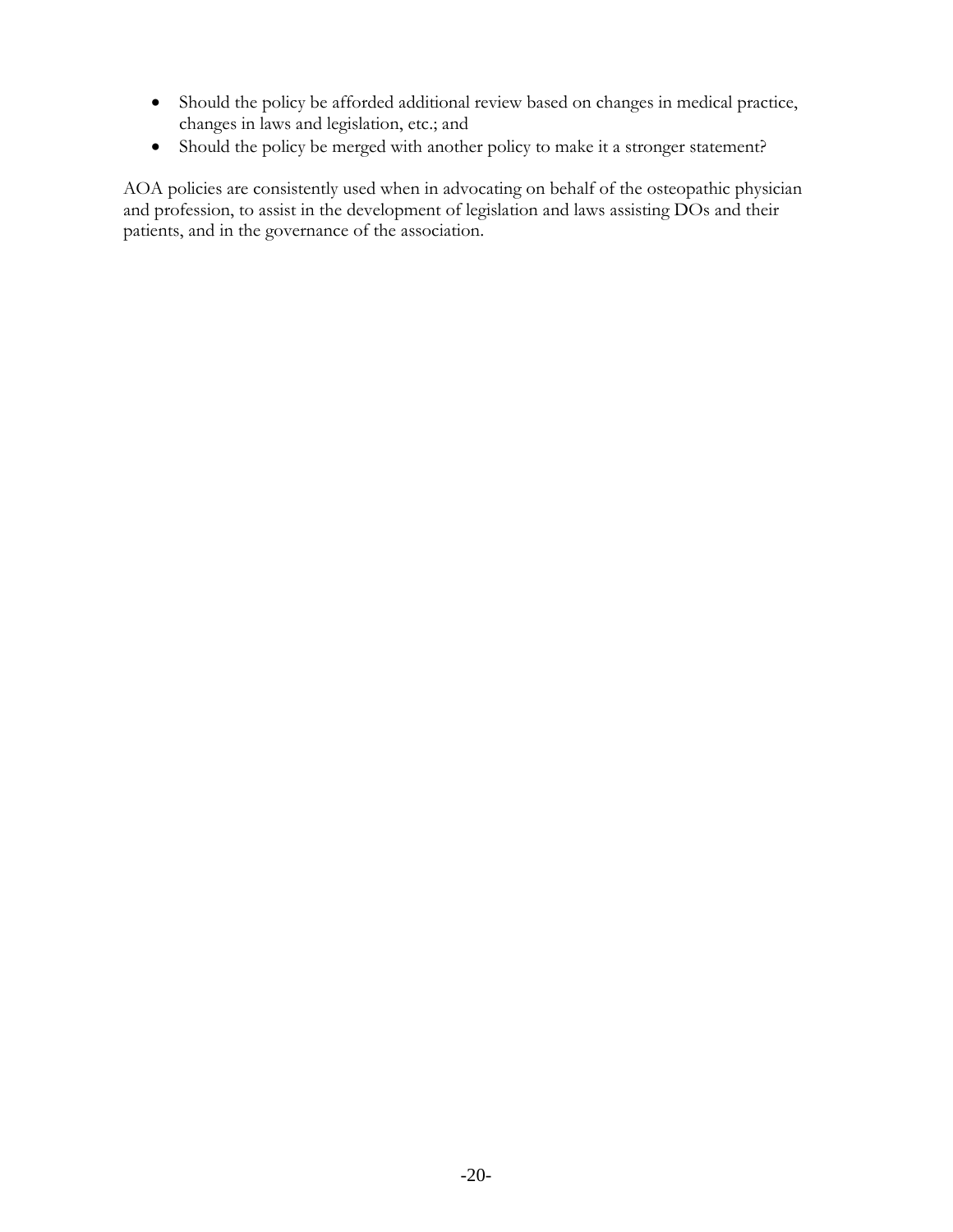- Should the policy be afforded additional review based on changes in medical practice, changes in laws and legislation, etc.; and
- Should the policy be merged with another policy to make it a stronger statement?

AOA policies are consistently used when in advocating on behalf of the osteopathic physician and profession, to assist in the development of legislation and laws assisting DOs and their patients, and in the governance of the association.